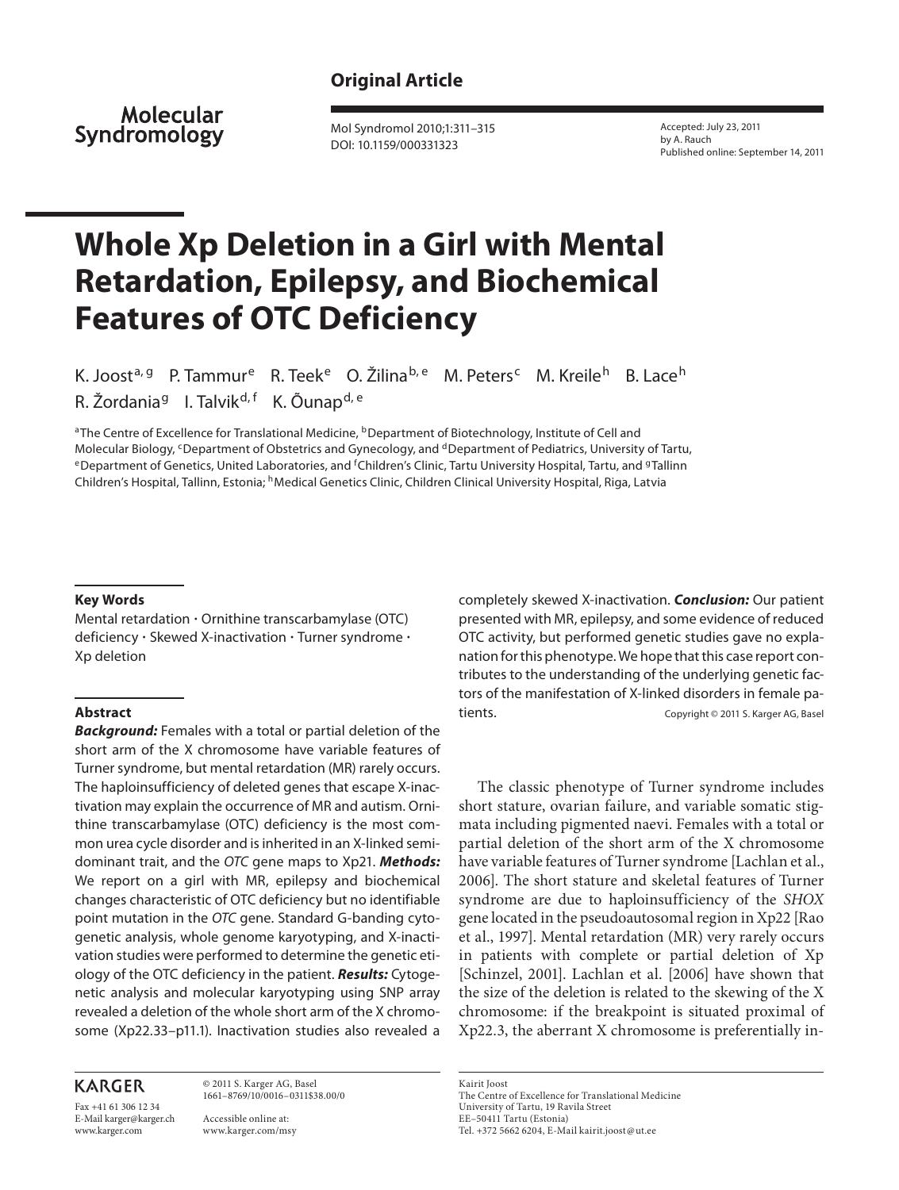**Original Article**

# Whole Xp Deletion in a Girl with Mental Retardation, Epilepsy, and Biochemical Features of OTC Deficiency

K. Joost[a, g] P. Tammur[e] R. Teek[e] O. Žilina[b, e] M. Peters[c] M. Kreile[h] B. Lace[h] R. Žordania[g] I. Talvik[d, f] K. Õunap[d, e]

[a]The Centre of Excellence for Translational Medicine, [b]Department of Biotechnology, Institute of Cell and Molecular Biology, [c]Department of Obstetrics and Gynecology, and [d]Department of Pediatrics, University of Tartu, [e]Department of Genetics, United Laboratories, and [f]Children's Clinic, Tartu University Hospital, Tartu, and [g]Tallinn Children's Hospital, Tallinn, Estonia; [h]Medical Genetics Clinic, Children Clinical University Hospital, Riga, Latvia

Accepted: July 23, 2011 by A. Rauch
Published online: September 14, 2011

**Key Words**

Mental retardation · Ornithine transcarbamylase (OTC) deficiency · Skewed X-inactivation · Turner syndrome · Xp deletion

**Abstract**

***Background:*** Females with a total or partial deletion of the short arm of the X chromosome have variable features of Turner syndrome, but mental retardation (MR) rarely occurs. The haploinsufficiency of deleted genes that escape X-inactivation may explain the occurrence of MR and autism. Ornithine transcarbamylase (OTC) deficiency is the most common urea cycle disorder and is inherited in an X-linked semidominant trait, and the *OTC* gene maps to Xp21. ***Methods:*** We report on a girl with MR, epilepsy and biochemical changes characteristic of OTC deficiency but no identifiable point mutation in the *OTC* gene. Standard G-banding cytogenetic analysis, whole genome karyotyping, and X-inactivation studies were performed to determine the genetic etiology of the OTC deficiency in the patient. ***Results:*** Cytogenetic analysis and molecular karyotyping using SNP array revealed a deletion of the whole short arm of the X chromosome (Xp22.33–p11.1). Inactivation studies also revealed a completely skewed X-inactivation. ***Conclusion:*** Our patient presented with MR, epilepsy, and some evidence of reduced OTC activity, but performed genetic studies gave no explanation for this phenotype. We hope that this case report contributes to the understanding of the underlying genetic factors of the manifestation of X-linked disorders in female patients.

Copyright © 2011 S. Karger AG, Basel

The classic phenotype of Turner syndrome includes short stature, ovarian failure, and variable somatic stigmata including pigmented naevi. Females with a total or partial deletion of the short arm of the X chromosome have variable features of Turner syndrome [Lachlan et al., 2006]. The short stature and skeletal features of Turner syndrome are due to haploinsufficiency of the *SHOX* gene located in the pseudoautosomal region in Xp22 [Rao et al., 1997]. Mental retardation (MR) very rarely occurs in patients with complete or partial deletion of Xp [Schinzel, 2001]. Lachlan et al. [2006] have shown that the size of the deletion is related to the skewing of the X chromosome: if the breakpoint is situated proximal of Xp22.3, the aberrant X chromosome is preferentially in-

© 2011 S. Karger AG, Basel
1661–8769/10/0016–0311$38.00/0

Accessible online at: www.karger.com/msy

Kairit Joost
The Centre of Excellence for Translational Medicine
University of Tartu, 19 Ravila Street
EE–50411 Tartu (Estonia)
Tel. +372 5662 6204, E-Mail kairit.joost@ut.ee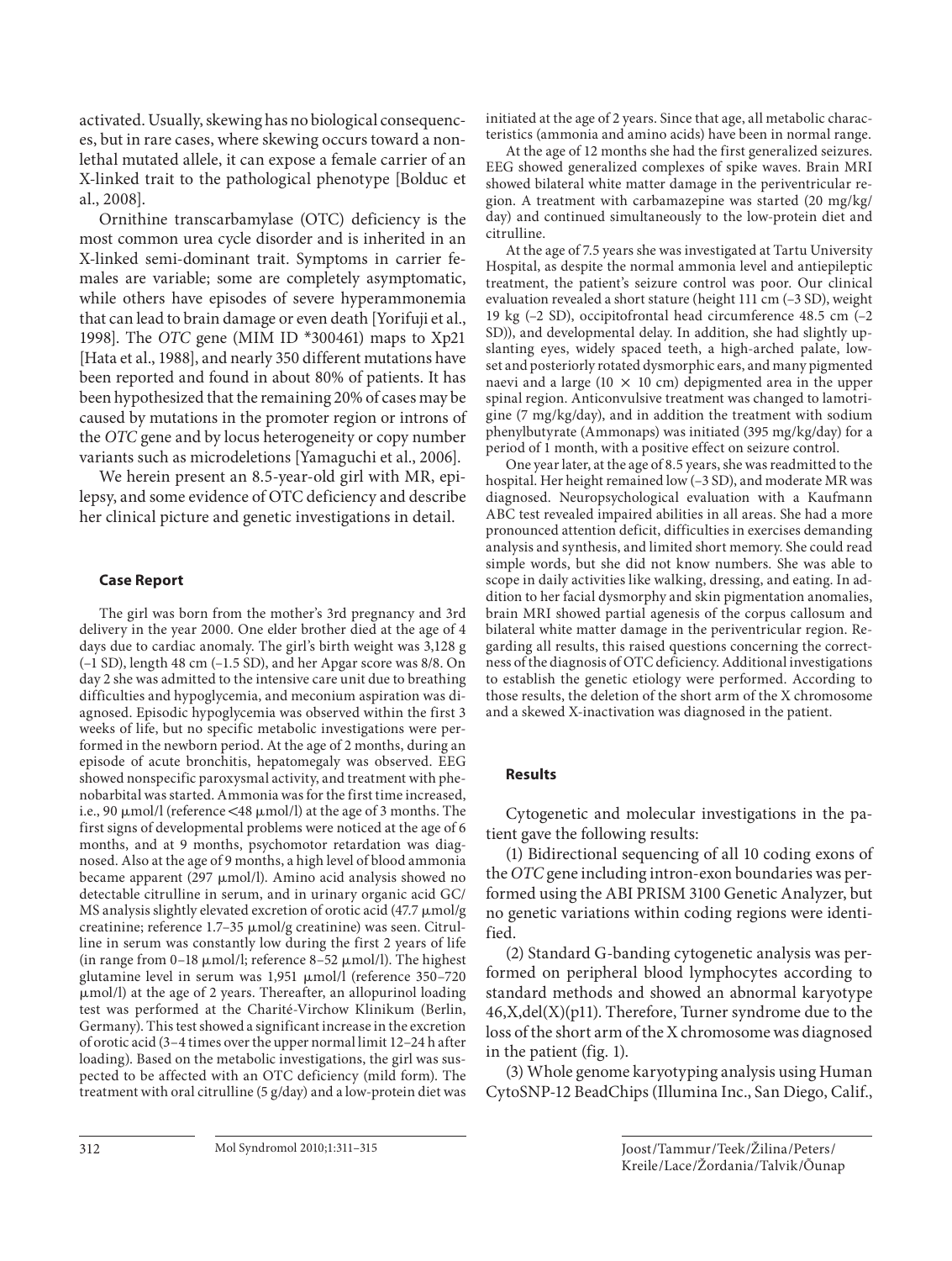activated. Usually, skewing has no biological consequences, but in rare cases, where skewing occurs toward a non-lethal mutated allele, it can expose a female carrier of an X-linked trait to the pathological phenotype [Bolduc et al., 2008].

Ornithine transcarbamylase (OTC) deficiency is the most common urea cycle disorder and is inherited in an X-linked semi-dominant trait. Symptoms in carrier females are variable; some are completely asymptomatic, while others have episodes of severe hyperammonemia that can lead to brain damage or even death [Yorifuji et al., 1998]. The *OTC* gene (MIM ID *300461) maps to Xp21 [Hata et al., 1988], and nearly 350 different mutations have been reported and found in about 80% of patients. It has been hypothesized that the remaining 20% of cases may be caused by mutations in the promoter region or introns of the *OTC* gene and by locus heterogeneity or copy number variants such as microdeletions [Yamaguchi et al., 2006].

We herein present an 8.5-year-old girl with MR, epilepsy, and some evidence of OTC deficiency and describe her clinical picture and genetic investigations in detail.

## Case Report

The girl was born from the mother's 3rd pregnancy and 3rd delivery in the year 2000. One elder brother died at the age of 4 days due to cardiac anomaly. The girl's birth weight was 3,128 g (–1 SD), length 48 cm (–1.5 SD), and her Apgar score was 8/8. On day 2 she was admitted to the intensive care unit due to breathing difficulties and hypoglycemia, and meconium aspiration was diagnosed. Episodic hypoglycemia was observed within the first 3 weeks of life, but no specific metabolic investigations were performed in the newborn period. At the age of 2 months, during an episode of acute bronchitis, hepatomegaly was observed. EEG showed nonspecific paroxysmal activity, and treatment with phenobarbital was started. Ammonia was for the first time increased, i.e., 90 μmol/l (reference <48 μmol/l) at the age of 3 months. The first signs of developmental problems were noticed at the age of 6 months, and at 9 months, psychomotor retardation was diagnosed. Also at the age of 9 months, a high level of blood ammonia became apparent (297 μmol/l). Amino acid analysis showed no detectable citrulline in serum, and in urinary organic acid GC/MS analysis slightly elevated excretion of orotic acid (47.7 μmol/g creatinine; reference 1.7–35 μmol/g creatinine) was seen. Citrulline in serum was constantly low during the first 2 years of life (in range from 0–18 μmol/l; reference 8–52 μmol/l). The highest glutamine level in serum was 1,951 μmol/l (reference 350–720 μmol/l) at the age of 2 years. Thereafter, an allopurinol loading test was performed at the Charité-Virchow Klinikum (Berlin, Germany). This test showed a significant increase in the excretion of orotic acid (3–4 times over the upper normal limit 12–24 h after loading). Based on the metabolic investigations, the girl was suspected to be affected with an OTC deficiency (mild form). The treatment with oral citrulline (5 g/day) and a low-protein diet was initiated at the age of 2 years. Since that age, all metabolic characteristics (ammonia and amino acids) have been in normal range.

At the age of 12 months she had the first generalized seizures. EEG showed generalized complexes of spike waves. Brain MRI showed bilateral white matter damage in the periventricular region. A treatment with carbamazepine was started (20 mg/kg/day) and continued simultaneously to the low-protein diet and citrulline.

At the age of 7.5 years she was investigated at Tartu University Hospital, as despite the normal ammonia level and antiepileptic treatment, the patient's seizure control was poor. Our clinical evaluation revealed a short stature (height 111 cm (–3 SD), weight 19 kg (–2 SD), occipitofrontal head circumference 48.5 cm (–2 SD)), and developmental delay. In addition, she had slightly upslanting eyes, widely spaced teeth, a high-arched palate, low-set and posteriorly rotated dysmorphic ears, and many pigmented naevi and a large (10 × 10 cm) depigmented area in the upper spinal region. Anticonvulsive treatment was changed to lamotrigine (7 mg/kg/day), and in addition the treatment with sodium phenylbutyrate (Ammonaps) (395 mg/kg/day) for a period of 1 month, with a positive effect on seizure control.

One year later, at the age of 8.5 years, she was readmitted to the hospital. Her height remained low (–3 SD), and moderate MR was diagnosed. Neuropsychological evaluation with a Kaufmann ABC test revealed impaired abilities in all areas. She had a more pronounced attention deficit, difficulties in exercises demanding analysis and synthesis, and limited short memory. She could read simple words, but she did not know numbers. She was able to scope in daily activities like walking, dressing, and eating. In addition to her facial dysmorphy and skin pigmentation anomalies, brain MRI showed partial agenesis of the corpus callosum and bilateral white matter damage in the periventricular region. Regarding all results, this raised questions concerning the correctness of the diagnosis of OTC deficiency. Additional investigations to establish the genetic etiology were performed. According to those results, the deletion of the short arm of the X chromosome and a skewed X-inactivation was diagnosed in the patient.

## Results

Cytogenetic and molecular investigations in the patient gave the following results:

(1) Bidirectional sequencing of all 10 coding exons of the *OTC* gene including intron-exon boundaries was performed using the ABI PRISM 3100 Genetic Analyzer, but no genetic variations within coding regions were identified.

(2) Standard G-banding cytogenetic analysis was performed on peripheral blood lymphocytes according to standard methods and showed an abnormal karyotype 46,X,del(X)(p11). Therefore, Turner syndrome due to the loss of the short arm of the X chromosome was diagnosed in the patient (fig. 1).

(3) Whole genome karyotyping analysis using Human CytoSNP-12 BeadChips (Illumina Inc., San Diego, Calif.,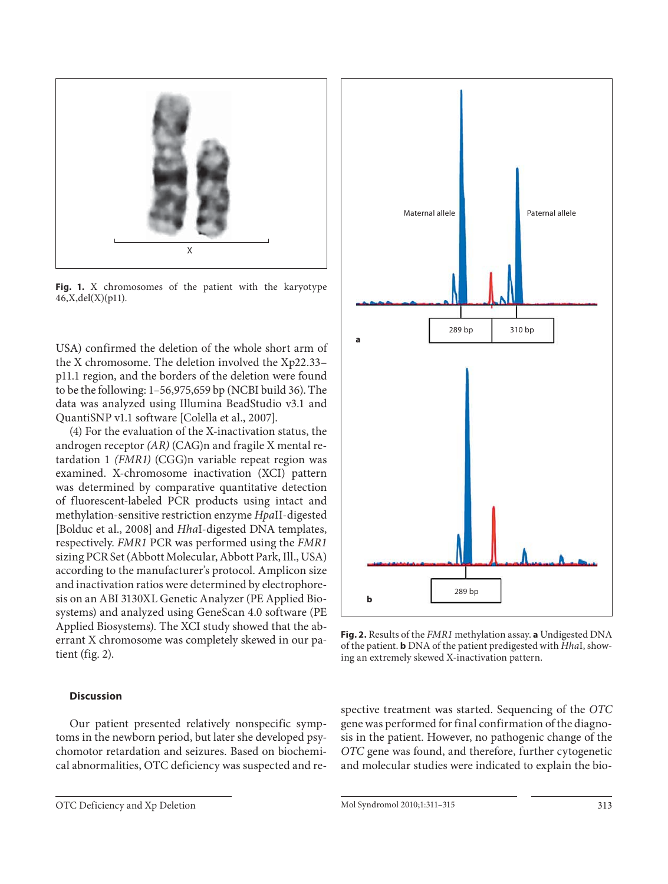Fig. 1. X chromosomes of the patient with the karyotype 46,X,del(X)(p11).

USA) confirmed the deletion of the whole short arm of the X chromosome. The deletion involved the Xp22.33–p11.1 region, and the borders of the deletion were found to be the following: 1–56,975,659 bp (NCBI build 36). The data was analyzed using Illumina BeadStudio v3.1 and QuantiSNP v1.1 software [Colella et al., 2007].

(4) For the evaluation of the X-inactivation status, the androgen receptor *(AR)* (CAG)n and fragile X mental retardation 1 *(FMR1)* (CGG)n variable repeat region was examined. X-chromosome inactivation (XCI) pattern was determined by comparative quantitative detection of fluorescent-labeled PCR products using intact and methylation-sensitive restriction enzyme *Hpa*II-digested [Bolduc et al., 2008] and *Hha*I-digested DNA templates, respectively. *FMR1* PCR was performed using the *FMR1* sizing PCR Set (Abbott Molecular, Abbott Park, Ill., USA) according to the manufacturer's protocol. Amplicon size and inactivation ratios were determined by electrophoresis on an ABI 3130XL Genetic Analyzer (PE Applied Biosystems) and analyzed using GeneScan 4.0 software (PE Applied Biosystems). The XCI study showed that the aberrant X chromosome was completely skewed in our patient (fig. 2).

Fig. 2. Results of the *FMR1* methylation assay. **a** Undigested DNA of the patient. **b** DNA of the patient predigested with *Hha*I, showing an extremely skewed X-inactivation pattern.

## Discussion

Our patient presented relatively nonspecific symptoms in the newborn period, but later she developed psychomotor retardation and seizures. Based on biochemical abnormalities, OTC deficiency was suspected and respective treatment was started. Sequencing of the *OTC* gene was performed for final confirmation of the diagnosis in the patient. However, no pathogenic change of the *OTC* gene was found, and therefore, further cytogenetic and molecular studies were indicated to explain the bio-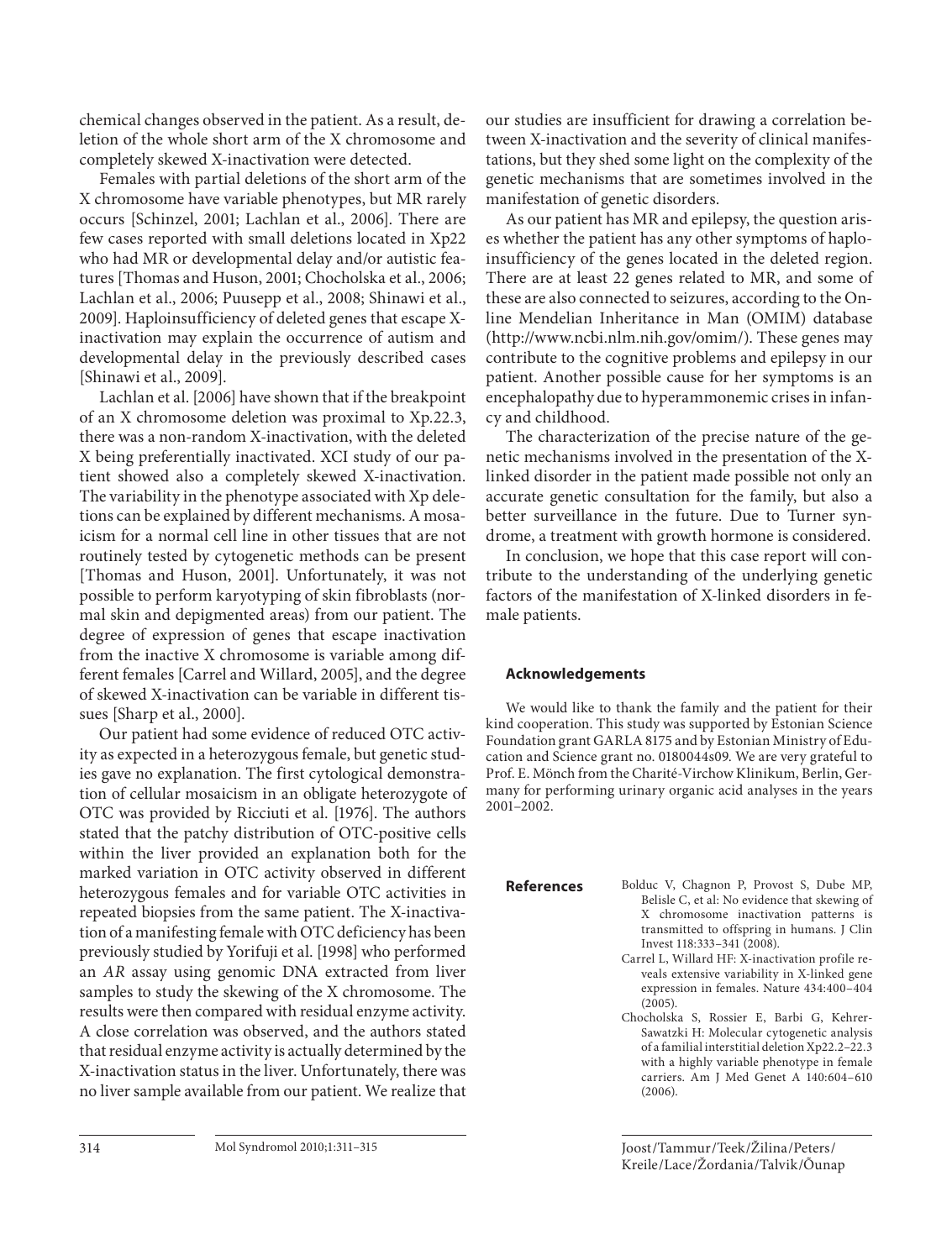chemical changes observed in the patient. As a result, deletion of the whole short arm of the X chromosome and completely skewed X-inactivation were detected.

Females with partial deletions of the short arm of the X chromosome have variable phenotypes, but MR rarely occurs [Schinzel, 2001; Lachlan et al., 2006]. There are few cases reported with small deletions located in Xp22 who had MR or developmental delay and/or autistic features [Thomas and Huson, 2001; Chocholska et al., 2006; Lachlan et al., 2006; Puusepp et al., 2008; Shinawi et al., 2009]. Haploinsufficiency of deleted genes that escape X-inactivation may explain the occurrence of autism and developmental delay in the previously described cases [Shinawi et al., 2009].

Lachlan et al. [2006] have shown that if the breakpoint of an X chromosome deletion was proximal to Xp.22.3, there was a non-random X-inactivation, with the deleted X being preferentially inactivated. XCI study of our patient showed also a completely skewed X-inactivation. The variability in the phenotype associated with Xp deletions can be explained by different mechanisms. A mosaicism for a normal cell line in other tissues that are not routinely tested by cytogenetic methods can be present [Thomas and Huson, 2001]. Unfortunately, it was not possible to perform karyotyping of skin fibroblasts (normal skin and depigmented areas) from our patient. The degree of expression of genes that escape inactivation from the inactive X chromosome is variable among different females [Carrel and Willard, 2005], and the degree of skewed X-inactivation can be variable in different tissues [Sharp et al., 2000].

Our patient had some evidence of reduced OTC activity as expected in a heterozygous female, but genetic studies gave no explanation. The first cytological demonstration of cellular mosaicism in an obligate heterozygote of OTC was provided by Ricciuti et al. [1976]. The authors stated that the patchy distribution of OTC-positive cells within the liver provided an explanation both for the marked variation in OTC activity observed in different heterozygous females and for variable OTC activities in repeated biopsies from the same patient. The X-inactivation of a manifesting female with OTC deficiency has been previously studied by Yorifuji et al. [1998] who performed an *AR* assay using genomic DNA extracted from liver samples to study the skewing of the X chromosome. The results were then compared with residual enzyme activity. A close correlation was observed, and the authors stated that residual enzyme activity is actually determined by the X-inactivation status in the liver. Unfortunately, there was no liver sample available from our patient. We realize that our studies are insufficient for drawing a correlation between X-inactivation and the severity of clinical manifestations, but they shed some light on the complexity of the genetic mechanisms that are sometimes involved in the manifestation of genetic disorders.

As our patient has MR and epilepsy, the question arises whether the patient has any other symptoms of haploinsufficiency of the genes located in the deleted region. There are at least 22 genes related to MR, and some of these are also connected to seizures, according to the Online Mendelian Inheritance in Man (OMIM) database (http://www.ncbi.nlm.nih.gov/omim/). These genes may contribute to the cognitive problems and epilepsy in our patient. Another possible cause for her symptoms is an encephalopathy due to hyperammonemic crises in infancy and childhood.

The characterization of the precise nature of the genetic mechanisms involved in the presentation of the X-linked disorder in the patient made possible not only an accurate genetic consultation for the family, but also a better surveillance in the future. Due to Turner syndrome, a treatment with growth hormone is considered.

In conclusion, we hope that this case report will contribute to the understanding of the underlying genetic factors of the manifestation of X-linked disorders in female patients.

## Acknowledgements

We would like to thank the family and the patient for their kind cooperation. This study was supported by Estonian Science Foundation grant GARLA 8175 and by Estonian Ministry of Education and Science grant no. 0180044s09. We are very grateful to Prof. E. Mönch from the Charité-Virchow Klinikum, Berlin, Germany for performing urinary organic acid analyses in the years 2001–2002.

## References

Bolduc V, Chagnon P, Provost S, Dube MP, Belisle C, et al: No evidence that skewing of X chromosome inactivation patterns is transmitted to offspring in humans. J Clin Invest 118:333–341 (2008).

Carrel L, Willard HF: X-inactivation profile reveals extensive variability in X-linked gene expression in females. Nature 434:400–404 (2005).

Chocholska S, Rossier E, Barbi G, Kehrer-Sawatzki H: Molecular cytogenetic analysis of a familial interstitial deletion Xp22.2–22.3 with a highly variable phenotype in female carriers. Am J Med Genet A 140:604–610 (2006).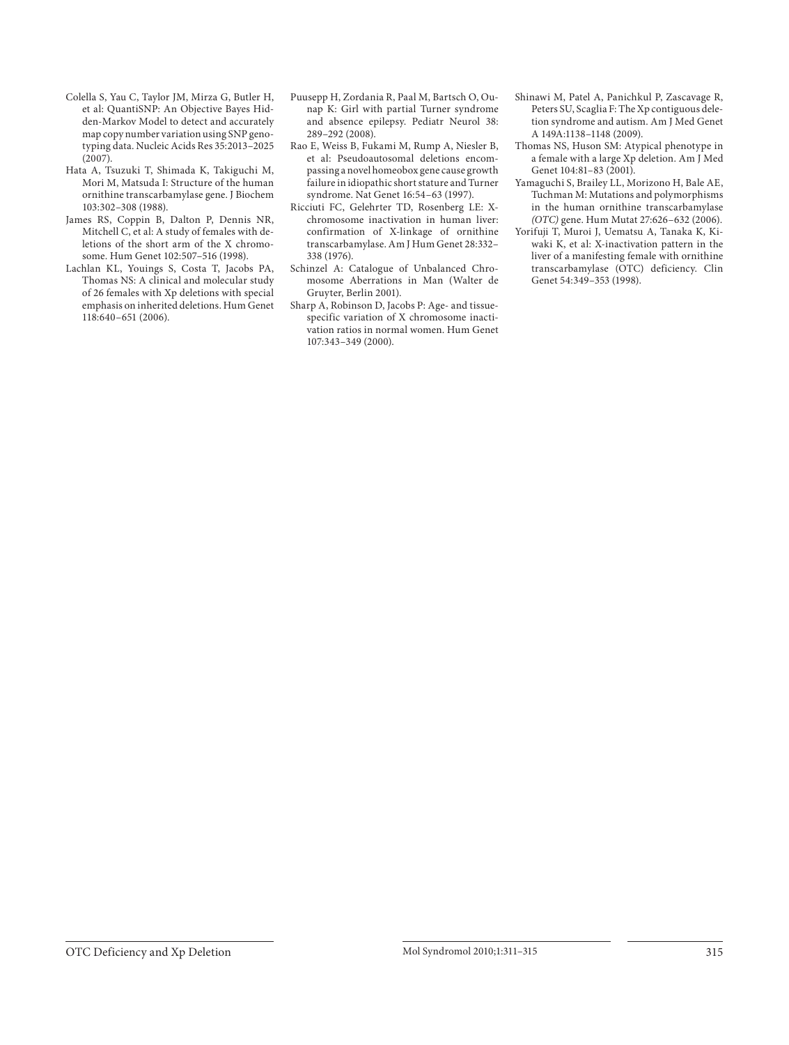Colella S, Yau C, Taylor JM, Mirza G, Butler H, et al: QuantiSNP: An Objective Bayes Hidden-Markov Model to detect and accurately map copy number variation using SNP genotyping data. Nucleic Acids Res 35:2013–2025 (2007).

Hata A, Tsuzuki T, Shimada K, Takiguchi M, Mori M, Matsuda I: Structure of the human ornithine transcarbamylase gene. J Biochem 103:302–308 (1988).

James RS, Coppin B, Dalton P, Dennis NR, Mitchell C, et al: A study of females with deletions of the short arm of the X chromosome. Hum Genet 102:507–516 (1998).

Lachlan KL, Youings S, Costa T, Jacobs PA, Thomas NS: A clinical and molecular study of 26 females with Xp deletions with special emphasis on inherited deletions. Hum Genet 118:640–651 (2006).

Puusepp H, Zordania R, Paal M, Bartsch O, Ounap K: Girl with partial Turner syndrome and absence epilepsy. Pediatr Neurol 38: 289–292 (2008).

Rao E, Weiss B, Fukami M, Rump A, Niesler B, et al: Pseudoautosomal deletions encompassing a novel homeobox gene cause growth failure in idiopathic short stature and Turner syndrome. Nat Genet 16:54–63 (1997).

Ricciuti FC, Gelehrter TD, Rosenberg LE: X-chromosome inactivation in human liver: confirmation of X-linkage of ornithine transcarbamylase. Am J Hum Genet 28:332–338 (1976).

Schinzel A: Catalogue of Unbalanced Chromosome Aberrations in Man (Walter de Gruyter, Berlin 2001).

Sharp A, Robinson D, Jacobs P: Age- and tissue-specific variation of X chromosome inactivation ratios in normal women. Hum Genet 107:343–349 (2000).

Shinawi M, Patel A, Panichkul P, Zascavage R, Peters SU, Scaglia F: The Xp contiguous deletion syndrome and autism. Am J Med Genet A 149A:1138–1148 (2009).

Thomas NS, Huson SM: Atypical phenotype in a female with a large Xp deletion. Am J Med Genet 104:81–83 (2001).

Yamaguchi S, Brailey LL, Morizono H, Bale AE, Tuchman M: Mutations and polymorphisms in the human ornithine transcarbamylase *(OTC)* gene. Hum Mutat 27:626–632 (2006).

Yorifuji T, Muroi J, Uematsu A, Tanaka K, Kiwaki K, et al: X-inactivation pattern in the liver of a manifesting female with ornithine transcarbamylase (OTC) deficiency. Clin Genet 54:349–353 (1998).